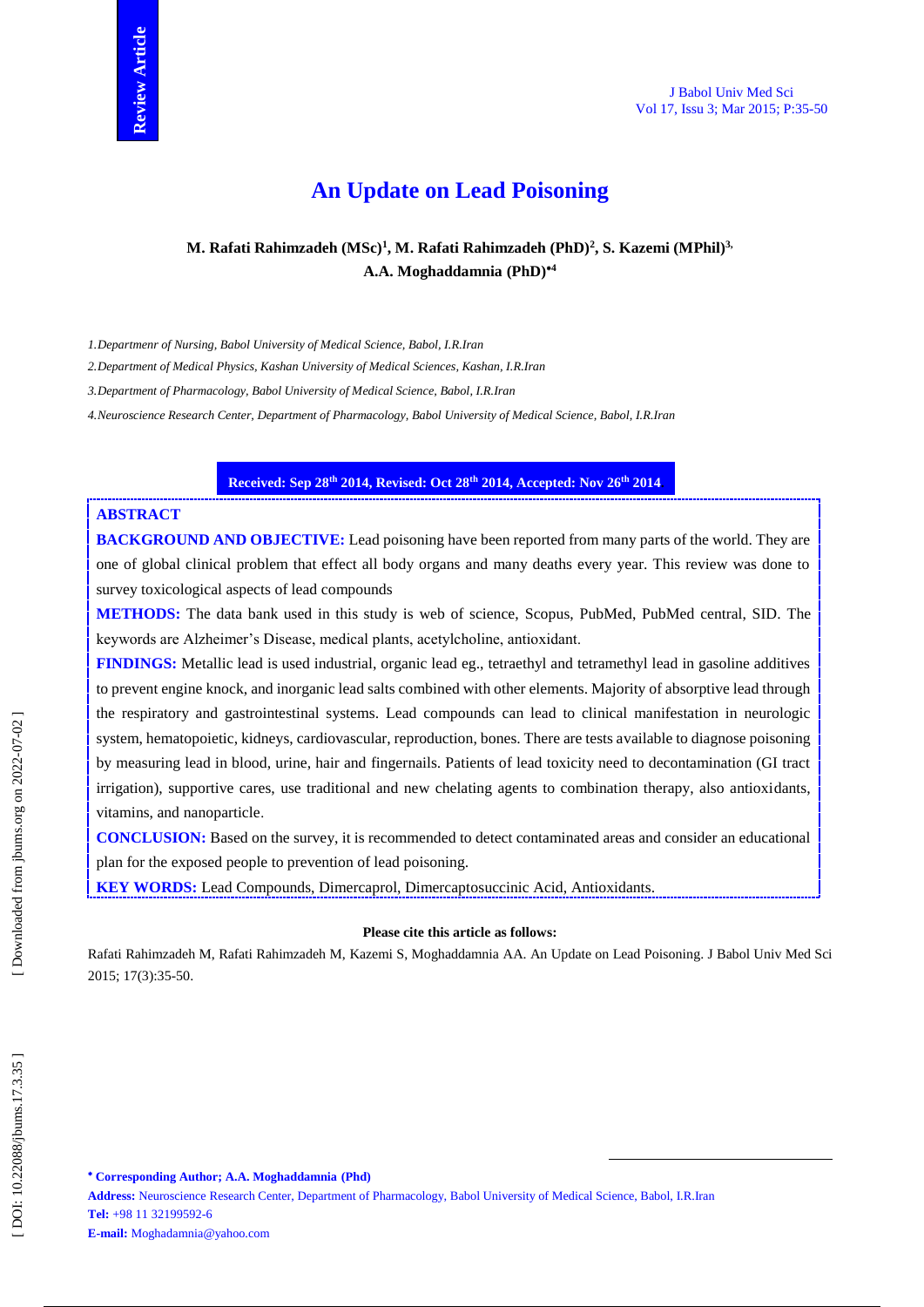Review Article

# An Update on Lead Poisoning

**M. Rafati Rahimzadeh (MSc)[1], M. Rafati Rahimzadeh (PhD)[2], S. Kazemi (MPhil)[3], A.A. Moghaddamnia (PhD)*[4]**

*1.Departmenr of Nursing, Babol University of Medical Science, Babol, I.R.Iran*

*2.Department of Medical Physics, Kashan University of Medical Sciences, Kashan, I.R.Iran*

*3.Department of Pharmacology, Babol University of Medical Science, Babol, I.R.Iran*

*4.Neuroscience Research Center, Department of Pharmacology, Babol University of Medical Science, Babol, I.R.Iran*

**Received: Sep 28th 2014, Revised: Oct 28th 2014, Accepted: Nov 26th 2014**

## ABSTRACT

**BACKGROUND AND OBJECTIVE:** Lead poisoning have been reported from many parts of the world. They are one of global clinical problem that effect all body organs and many deaths every year. This review was done to survey toxicological aspects of lead compounds

**METHODS:** The data bank used in this study is web of science, Scopus, PubMed, PubMed central, SID. The keywords are Alzheimer's Disease, medical plants, acetylcholine, antioxidant.

**FINDINGS:** Metallic lead is used industrial, organic lead eg., tetraethyl and tetramethyl lead in gasoline additives to prevent engine knock, and inorganic lead salts combined with other elements. Majority of absorptive lead through the respiratory and gastrointestinal systems. Lead compounds can lead to clinical manifestation in neurologic system, hematopoietic, kidneys, cardiovascular, reproduction, bones. There are tests available to diagnose poisoning by measuring lead in blood, urine, hair and fingernails. Patients of lead toxicity need to decontamination (GI tract irrigation), supportive cares, use traditional and new chelating agents to combination therapy, also antioxidants, vitamins, and nanoparticle.

**CONCLUSION:** Based on the survey, it is recommended to detect contaminated areas and consider an educational plan for the exposed people to prevention of lead poisoning.

**KEY WORDS:** Lead Compounds, Dimercaprol, Dimercaptosuccinic Acid, Antioxidants.

**Please cite this article as follows:**

Rafati Rahimzadeh M, Rafati Rahimzadeh M, Kazemi S, Moghaddamnia AA. An Update on Lead Poisoning. J Babol Univ Med Sci 2015; 17(3):35-50.

---

**\* Corresponding Author; A.A. Moghaddamnia (Phd)**

**Address:** Neuroscience Research Center, Department of Pharmacology, Babol University of Medical Science, Babol, I.R.Iran

**Tel:** +98 11 32199592-6

**E-mail:** Moghadamnia@yahoo.com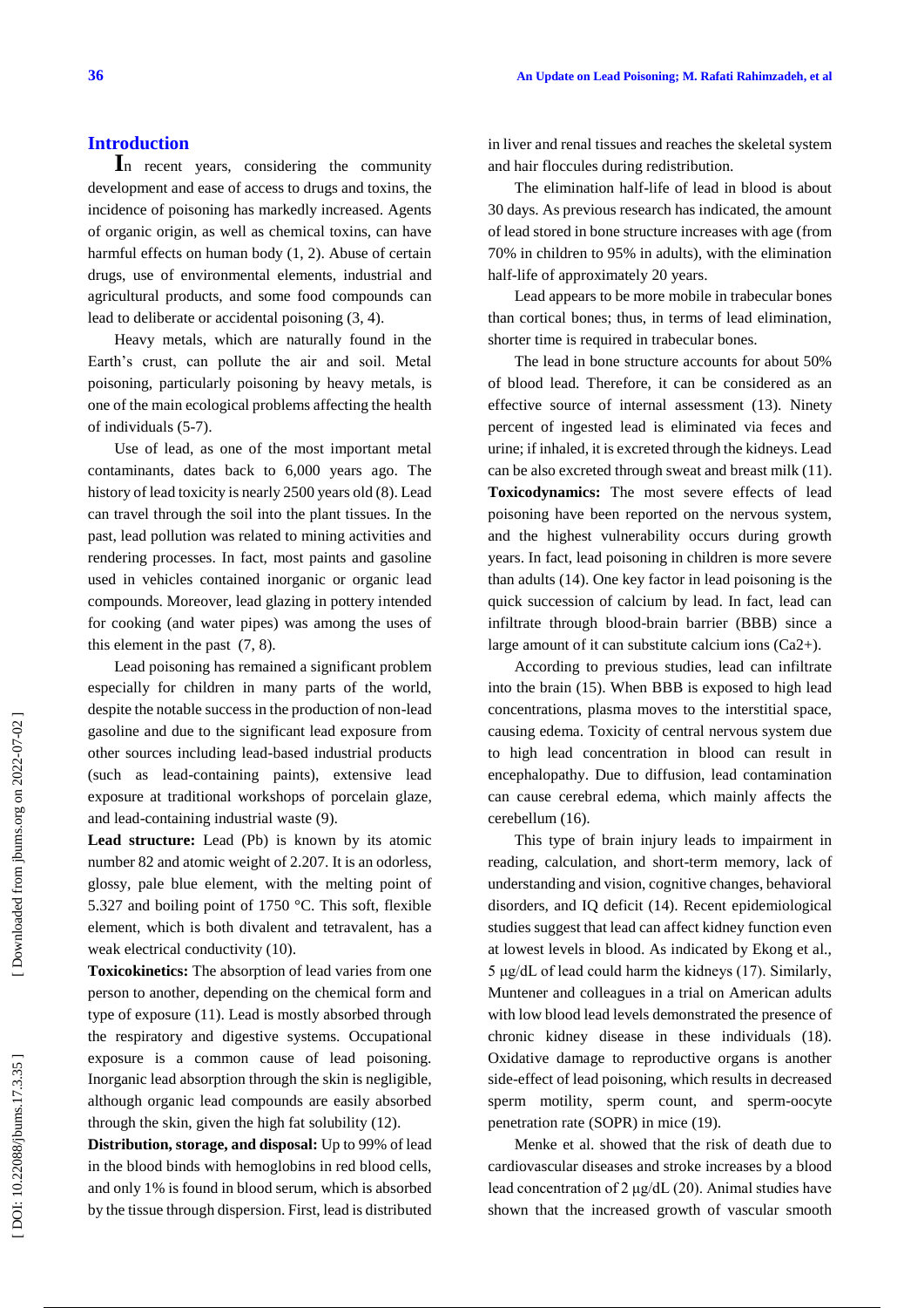## Introduction

In recent years, considering the community development and ease of access to drugs and toxins, the incidence of poisoning has markedly increased. Agents of organic origin, as well as chemical toxins, can have harmful effects on human body (1, 2). Abuse of certain drugs, use of environmental elements, industrial and agricultural products, and some food compounds can lead to deliberate or accidental poisoning (3, 4).

Heavy metals, which are naturally found in the Earth's crust, can pollute the air and soil. Metal poisoning, particularly poisoning by heavy metals, is one of the main ecological problems affecting the health of individuals (5-7).

Use of lead, as one of the most important metal contaminants, dates back to 6,000 years ago. The history of lead toxicity is nearly 2500 years old (8). Lead can travel through the soil into the plant tissues. In the past, lead pollution was related to mining activities and rendering processes. In fact, most paints and gasoline used in vehicles contained inorganic or organic lead compounds. Moreover, lead glazing in pottery intended for cooking (and water pipes) was among the uses of this element in the past (7, 8).

Lead poisoning has remained a significant problem especially for children in many parts of the world, despite the notable success in the production of non-lead gasoline and due to the significant lead exposure from other sources including lead-based industrial products (such as lead-containing paints), extensive lead exposure at traditional workshops of porcelain glaze, and lead-containing industrial waste (9).

**Lead structure:** Lead (Pb) is known by its atomic number 82 and atomic weight of 2.207. It is an odorless, glossy, pale blue element, with the melting point of 5.327 and boiling point of 1750 °C. This soft, flexible element, which is both divalent and tetravalent, has a weak electrical conductivity (10).

**Toxicokinetics:** The absorption of lead varies from one person to another, depending on the chemical form and type of exposure (11). Lead is mostly absorbed through the respiratory and digestive systems. Occupational exposure is a common cause of lead poisoning. Inorganic lead absorption through the skin is negligible, although organic lead compounds are easily absorbed through the skin, given the high fat solubility (12).

**Distribution, storage, and disposal:** Up to 99% of lead in the blood binds with hemoglobins in red blood cells, and only 1% is found in blood serum, which is absorbed by the tissue through dispersion. First, lead is distributed in liver and renal tissues and reaches the skeletal system and hair floccules during redistribution.

The elimination half-life of lead in blood is about 30 days. As previous research has indicated, the amount of lead stored in bone structure increases with age (from 70% in children to 95% in adults), with the elimination half-life of approximately 20 years.

Lead appears to be more mobile in trabecular bones than cortical bones; thus, in terms of lead elimination, shorter time is required in trabecular bones.

The lead in bone structure accounts for about 50% of blood lead. Therefore, it can be considered as an effective source of internal assessment (13). Ninety percent of ingested lead is eliminated via feces and urine; if inhaled, it is excreted through the kidneys. Lead can be also excreted through sweat and breast milk (11).

**Toxicodynamics:** The most severe effects of lead poisoning have been reported on the nervous system, and the highest vulnerability occurs during growth years. In fact, lead poisoning in children is more severe than adults (14). One key factor in lead poisoning is the quick succession of calcium by lead. In fact, lead can infiltrate through blood-brain barrier (BBB) since a large amount of it can substitute calcium ions ($Ca^{2+}$).

According to previous studies, lead can infiltrate into the brain (15). When BBB is exposed to high lead concentrations, plasma moves to the interstitial space, causing edema. Toxicity of central nervous system due to high lead concentration in blood can result in encephalopathy. Due to diffusion, lead contamination can cause cerebral edema, which mainly affects the cerebellum (16).

This type of brain injury leads to impairment in reading, calculation, and short-term memory, lack of understanding and vision, cognitive changes, behavioral disorders, and IQ deficit (14). Recent epidemiological studies suggest that lead can affect kidney function even at lowest levels in blood. As indicated by Ekong et al., 5 μg/dL of lead could harm the kidneys (17). Similarly, Muntener and colleagues in a trial on American adults with low blood lead levels demonstrated the presence of chronic kidney disease in these individuals (18). Oxidative damage to reproductive organs is another side-effect of lead poisoning, which results in decreased sperm motility, sperm count, and sperm-oocyte penetration rate (SOPR) in mice (19).

Menke et al. showed that the risk of death due to cardiovascular diseases and stroke increases by a blood lead concentration of 2 μg/dL (20). Animal studies have shown that the increased growth of vascular smooth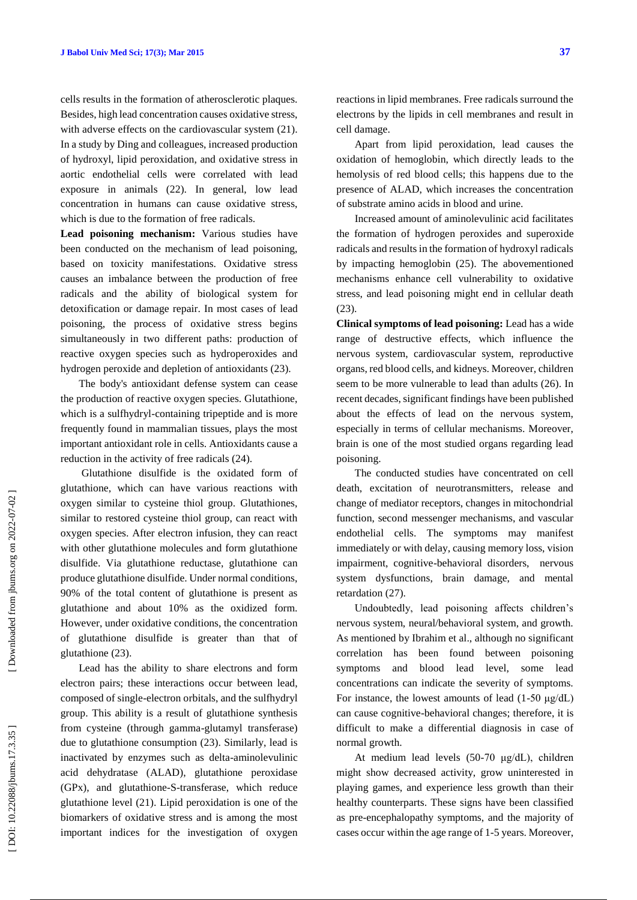cells results in the formation of atherosclerotic plaques. Besides, high lead concentration causes oxidative stress, with adverse effects on the cardiovascular system (21). In a study by Ding and colleagues, increased production of hydroxyl, lipid peroxidation, and oxidative stress in aortic endothelial cells were correlated with lead exposure in animals (22). In general, low lead concentration in humans can cause oxidative stress, which is due to the formation of free radicals.

**Lead poisoning mechanism:** Various studies have been conducted on the mechanism of lead poisoning, based on toxicity manifestations. Oxidative stress causes an imbalance between the production of free radicals and the ability of biological system for detoxification or damage repair. In most cases of lead poisoning, the process of oxidative stress begins simultaneously in two different paths: production of reactive oxygen species such as hydroperoxides and hydrogen peroxide and depletion of antioxidants (23).

The body's antioxidant defense system can cease the production of reactive oxygen species. Glutathione, which is a sulfhydryl-containing tripeptide and is more frequently found in mammalian tissues, plays the most important antioxidant role in cells. Antioxidants cause a reduction in the activity of free radicals (24).

Glutathione disulfide is the oxidated form of glutathione, which can have various reactions with oxygen similar to cysteine thiol group. Glutathiones, similar to restored cysteine thiol group, can react with oxygen species. After electron infusion, they can react with other glutathione molecules and form glutathione disulfide. Via glutathione reductase, glutathione can produce glutathione disulfide. Under normal conditions, 90% of the total content of glutathione is present as glutathione and about 10% as the oxidized form. However, under oxidative conditions, the concentration of glutathione disulfide is greater than that of glutathione (23).

Lead has the ability to share electrons and form electron pairs; these interactions occur between lead, composed of single-electron orbitals, and the sulfhydryl group. This ability is a result of glutathione synthesis from cysteine (through gamma-glutamyl transferase) due to glutathione consumption (23). Similarly, lead is inactivated by enzymes such as delta-aminolevulinic acid dehydratase (ALAD), glutathione peroxidase (GPx), and glutathione-S-transferase, which reduce glutathione level (21). Lipid peroxidation is one of the biomarkers of oxidative stress and is among the most important indices for the investigation of oxygen reactions in lipid membranes. Free radicals surround the electrons by the lipids in cell membranes and result in cell damage.

Apart from lipid peroxidation, lead causes the oxidation of hemoglobin, which directly leads to the hemolysis of red blood cells; this happens due to the presence of ALAD, which increases the concentration of substrate amino acids in blood and urine.

Increased amount of aminolevulinic acid facilitates the formation of hydrogen peroxides and superoxide radicals and results in the formation of hydroxyl radicals by impacting hemoglobin (25). The abovementioned mechanisms enhance cell vulnerability to oxidative stress, and lead poisoning might end in cellular death (23).

**Clinical symptoms of lead poisoning:** Lead has a wide range of destructive effects, which influence the nervous system, cardiovascular system, reproductive organs, red blood cells, and kidneys. Moreover, children seem to be more vulnerable to lead than adults (26). In recent decades, significant findings have been published about the effects of lead on the nervous system, especially in terms of cellular mechanisms. Moreover, brain is one of the most studied organs regarding lead poisoning.

The conducted studies have concentrated on cell death, excitation of neurotransmitters, release and change of mediator receptors, changes in mitochondrial function, second messenger mechanisms, and vascular endothelial cells. The symptoms may manifest immediately or with delay, causing memory loss, vision impairment, cognitive-behavioral disorders, nervous system dysfunctions, brain damage, and mental retardation (27).

Undoubtedly, lead poisoning affects children's nervous system, neural/behavioral system, and growth. As mentioned by Ibrahim et al., although no significant correlation has been found between poisoning symptoms and blood lead level, some lead concentrations can indicate the severity of symptoms. For instance, the lowest amounts of lead (1-50 µg/dL) can cause cognitive-behavioral changes; therefore, it is difficult to make a differential diagnosis in case of normal growth.

At medium lead levels (50-70 µg/dL), children might show decreased activity, grow uninterested in playing games, and experience less growth than their healthy counterparts. These signs have been classified as pre-encephalopathy symptoms, and the majority of cases occur within the age range of 1-5 years. Moreover,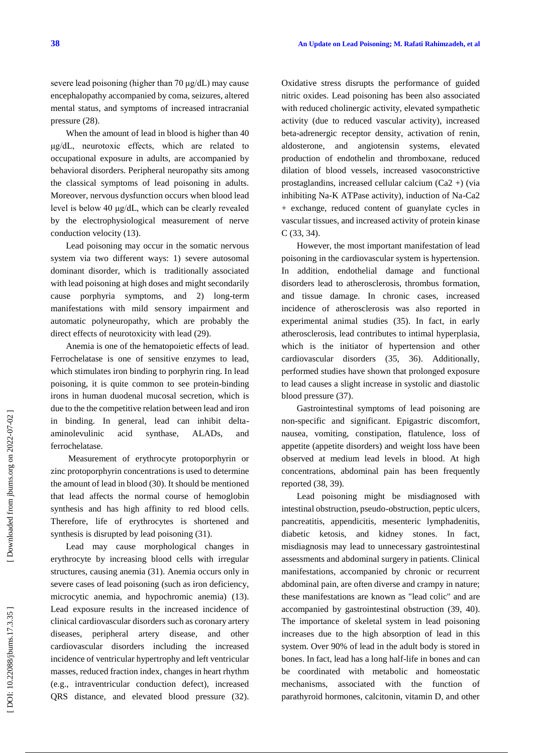severe lead poisoning (higher than 70 µg/dL) may cause encephalopathy accompanied by coma, seizures, altered mental status, and symptoms of increased intracranial pressure (28).

When the amount of lead in blood is higher than 40 µg/dL, neurotoxic effects, which are related to occupational exposure in adults, are accompanied by behavioral disorders. Peripheral neuropathy sits among the classical symptoms of lead poisoning in adults. Moreover, nervous dysfunction occurs when blood lead level is below 40 µg/dL, which can be clearly revealed by the electrophysiological measurement of nerve conduction velocity (13).

Lead poisoning may occur in the somatic nervous system via two different ways: 1) severe autosomal dominant disorder, which is traditionally associated with lead poisoning at high doses and might secondarily cause porphyria symptoms, and 2) long-term manifestations with mild sensory impairment and automatic polyneuropathy, which are probably the direct effects of neurotoxicity with lead (29).

Anemia is one of the hematopoietic effects of lead. Ferrochelatase is one of sensitive enzymes to lead, which stimulates iron binding to porphyrin ring. In lead poisoning, it is quite common to see protein-binding irons in human duodenal mucosal secretion, which is due to the the competitive relation between lead and iron in binding. In general, lead can inhibit delta-aminolevulinic acid synthase, ALADs, and ferrochelatase.

Measurement of erythrocyte protoporphyrin or zinc protoporphyrin concentrations is used to determine the amount of lead in blood (30). It should be mentioned that lead affects the normal course of hemoglobin synthesis and has high affinity to red blood cells. Therefore, life of erythrocytes is shortened and synthesis is disrupted by lead poisoning (31).

Lead may cause morphological changes in erythrocyte by increasing blood cells with irregular structures, causing anemia (31). Anemia occurs only in severe cases of lead poisoning (such as iron deficiency, microcytic anemia, and hypochromic anemia) (13). Lead exposure results in the increased incidence of clinical cardiovascular disorders such as coronary artery diseases, peripheral artery disease, and other cardiovascular disorders including the increased incidence of ventricular hypertrophy and left ventricular masses, reduced fraction index, changes in heart rhythm (e.g., intraventricular conduction defect), increased QRS distance, and elevated blood pressure (32). Oxidative stress disrupts the performance of guided nitric oxides. Lead poisoning has been also associated with reduced cholinergic activity, elevated sympathetic activity (due to reduced vascular activity), increased beta-adrenergic receptor density, activation of renin, aldosterone, and angiotensin systems, elevated production of endothelin and thromboxane, reduced dilation of blood vessels, increased vasoconstrictive prostaglandins, increased cellular calcium ($Ca2+$) (via inhibiting Na-K ATPase activity), induction of Na-Ca2 + exchange, reduced content of guanylate cycles in vascular tissues, and increased activity of protein kinase C (33, 34).

However, the most important manifestation of lead poisoning in the cardiovascular system is hypertension. In addition, endothelial damage and functional disorders lead to atherosclerosis, thrombus formation, and tissue damage. In chronic cases, increased incidence of atherosclerosis was also reported in experimental animal studies (35). In fact, in early atherosclerosis, lead contributes to intimal hyperplasia, which is the initiator of hypertension and other cardiovascular disorders (35, 36). Additionally, performed studies have shown that prolonged exposure to lead causes a slight increase in systolic and diastolic blood pressure (37).

Gastrointestinal symptoms of lead poisoning are non-specific and significant. Epigastric discomfort, nausea, vomiting, constipation, flatulence, loss of appetite (appetite disorders) and weight loss have been observed at medium lead levels in blood. At high concentrations, abdominal pain has been frequently reported (38, 39).

Lead poisoning might be misdiagnosed with intestinal obstruction, pseudo-obstruction, peptic ulcers, pancreatitis, appendicitis, mesenteric lymphadenitis, diabetic ketosis, and kidney stones. In fact, misdiagnosis may lead to unnecessary gastrointestinal assessments and abdominal surgery in patients. Clinical manifestations, accompanied by chronic or recurrent abdominal pain, are often diverse and crampy in nature; these manifestations are known as "lead colic" and are accompanied by gastrointestinal obstruction (39, 40). The importance of skeletal system in lead poisoning increases due to the high absorption of lead in this system. Over 90% of lead in the adult body is stored in bones. In fact, lead has a long half-life in bones and can be coordinated with metabolic and homeostatic mechanisms, associated with the function of parathyroid hormones, calcitonin, vitamin D, and other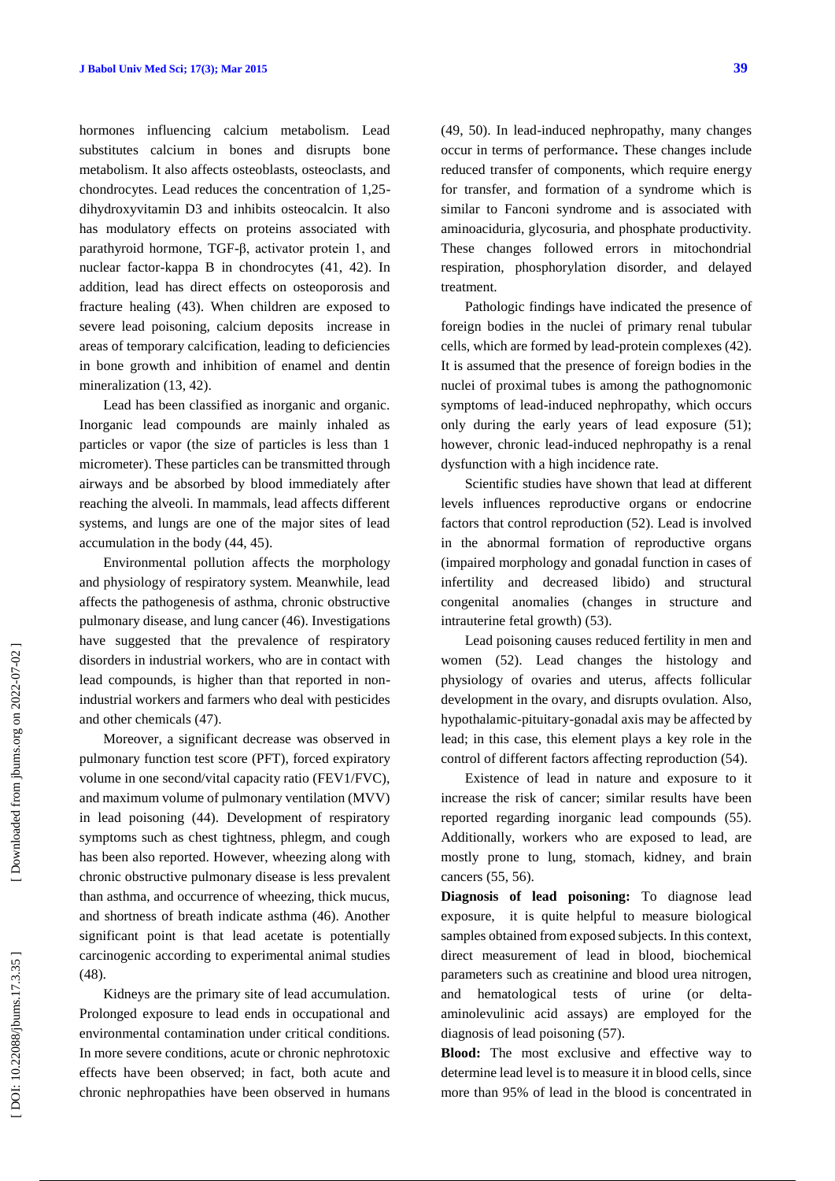hormones influencing calcium metabolism. Lead substitutes calcium in bones and disrupts bone metabolism. It also affects osteoblasts, osteoclasts, and chondrocytes. Lead reduces the concentration of 1,25-dihydroxyvitamin D3 and inhibits osteocalcin. It also has modulatory effects on proteins associated with parathyroid hormone, TGF-β, activator protein 1, and nuclear factor-kappa B in chondrocytes (41, 42). In addition, lead has direct effects on osteoporosis and fracture healing (43). When children are exposed to severe lead poisoning, calcium deposits increase in areas of temporary calcification, leading to deficiencies in bone growth and inhibition of enamel and dentin mineralization (13, 42).

Lead has been classified as inorganic and organic. Inorganic lead compounds are mainly inhaled as particles or vapor (the size of particles is less than 1 micrometer). These particles can be transmitted through airways and be absorbed by blood immediately after reaching the alveoli. In mammals, lead affects different systems, and lungs are one of the major sites of lead accumulation in the body (44, 45).

Environmental pollution affects the morphology and physiology of respiratory system. Meanwhile, lead affects the pathogenesis of asthma, chronic obstructive pulmonary disease, and lung cancer (46). Investigations have suggested that the prevalence of respiratory disorders in industrial workers, who are in contact with lead compounds, is higher than that reported in non-industrial workers and farmers who deal with pesticides and other chemicals (47).

Moreover, a significant decrease was observed in pulmonary function test score (PFT), forced expiratory volume in one second/vital capacity ratio (FEV1/FVC), and maximum volume of pulmonary ventilation (MVV) in lead poisoning (44). Development of respiratory symptoms such as chest tightness, phlegm, and cough has been also reported. However, wheezing along with chronic obstructive pulmonary disease is less prevalent than asthma, and occurrence of wheezing, thick mucus, and shortness of breath indicate asthma (46). Another significant point is that lead acetate is potentially carcinogenic according to experimental animal studies (48).

Kidneys are the primary site of lead accumulation. Prolonged exposure to lead ends in occupational and environmental contamination under critical conditions. In more severe conditions, acute or chronic nephrotoxic effects have been observed; in fact, both acute and chronic nephropathies have been observed in humans (49, 50). In lead-induced nephropathy, many changes occur in terms of performance**.** These changes include reduced transfer of components, which require energy for transfer, and formation of a syndrome which is similar to Fanconi syndrome and is associated with aminoaciduria, glycosuria, and phosphate productivity. These changes followed errors in mitochondrial respiration, phosphorylation disorder, and delayed treatment.

Pathologic findings have indicated the presence of foreign bodies in the nuclei of primary renal tubular cells, which are formed by lead-protein complexes (42). It is assumed that the presence of foreign bodies in the nuclei of proximal tubes is among the pathognomonic symptoms of lead-induced nephropathy, which occurs only during the early years of lead exposure (51); however, chronic lead-induced nephropathy is a renal dysfunction with a high incidence rate.

Scientific studies have shown that lead at different levels influences reproductive organs or endocrine factors that control reproduction (52). Lead is involved in the abnormal formation of reproductive organs (impaired morphology and gonadal function in cases of infertility and decreased libido) and structural congenital anomalies (changes in structure and intrauterine fetal growth) (53).

Lead poisoning causes reduced fertility in men and women (52). Lead changes the histology and physiology of ovaries and uterus, affects follicular development in the ovary, and disrupts ovulation. Also, hypothalamic-pituitary-gonadal axis may be affected by lead; in this case, this element plays a key role in the control of different factors affecting reproduction (54).

Existence of lead in nature and exposure to it increase the risk of cancer; similar results have been reported regarding inorganic lead compounds (55). Additionally, workers who are exposed to lead, are mostly prone to lung, stomach, kidney, and brain cancers (55, 56).

**Diagnosis of lead poisoning:** To diagnose lead exposure, it is quite helpful to measure biological samples obtained from exposed subjects. In this context, direct measurement of lead in blood, biochemical parameters such as creatinine and blood urea nitrogen, and hematological tests of urine (or delta-aminolevulinic acid assays) are employed for the diagnosis of lead poisoning (57).

**Blood:** The most exclusive and effective way to determine lead level is to measure it in blood cells, since more than 95% of lead in the blood is concentrated in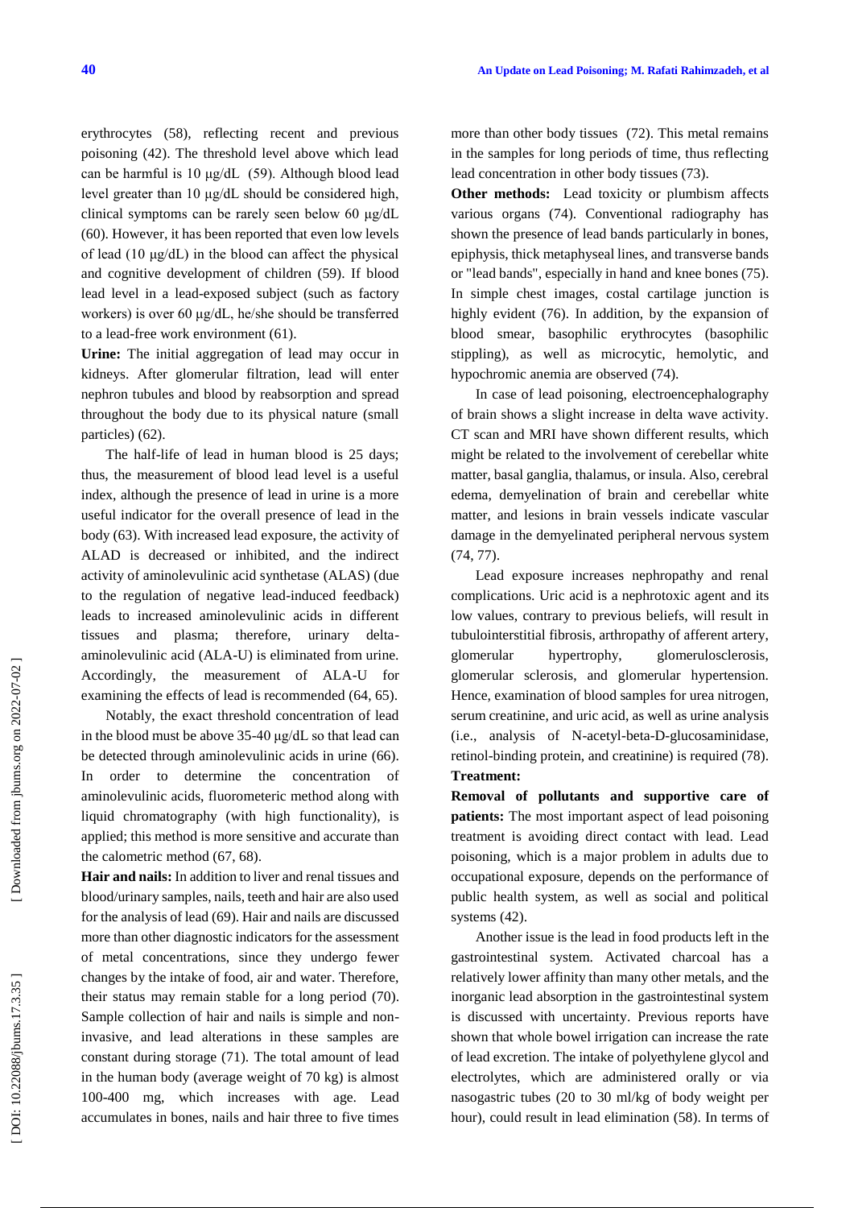erythrocytes (58), reflecting recent and previous poisoning (42). The threshold level above which lead can be harmful is 10 μg/dL (59). Although blood lead level greater than 10 μg/dL should be considered high, clinical symptoms can be rarely seen below 60 μg/dL (60). However, it has been reported that even low levels of lead (10 μg/dL) in the blood can affect the physical and cognitive development of children (59). If blood lead level in a lead-exposed subject (such as factory workers) is over 60 μg/dL, he/she should be transferred to a lead-free work environment (61).

**Urine:** The initial aggregation of lead may occur in kidneys. After glomerular filtration, lead will enter nephron tubules and blood by reabsorption and spread throughout the body due to its physical nature (small particles) (62).

The half-life of lead in human blood is 25 days; thus, the measurement of blood lead level is a useful index, although the presence of lead in urine is a more useful indicator for the overall presence of lead in the body (63). With increased lead exposure, the activity of ALAD is decreased or inhibited, and the indirect activity of aminolevulinic acid synthetase (ALAS) (due to the regulation of negative lead-induced feedback) leads to increased aminolevulinic acids in different tissues and plasma; therefore, urinary delta-aminolevulinic acid (ALA-U) is eliminated from urine. Accordingly, the measurement of ALA-U for examining the effects of lead is recommended (64, 65).

Notably, the exact threshold concentration of lead in the blood must be above 35-40 μg/dL so that lead can be detected through aminolevulinic acids in urine (66). In order to determine the concentration of aminolevulinic acids, fluorometeric method along with liquid chromatography (with high functionality), is applied; this method is more sensitive and accurate than the calometric method (67, 68).

**Hair and nails:** In addition to liver and renal tissues and blood/urinary samples, nails, teeth and hair are also used for the analysis of lead (69). Hair and nails are discussed more than other diagnostic indicators for the assessment of metal concentrations, since they undergo fewer changes by the intake of food, air and water. Therefore, their status may remain stable for a long period (70). Sample collection of hair and nails is simple and non-invasive, and lead alterations in these samples are constant during storage (71). The total amount of lead in the human body (average weight of 70 kg) is almost 100-400 mg, which increases with age. Lead accumulates in bones, nails and hair three to five times more than other body tissues (72). This metal remains in the samples for long periods of time, thus reflecting lead concentration in other body tissues (73).

**Other methods:** Lead toxicity or plumbism affects various organs (74). Conventional radiography has shown the presence of lead bands particularly in bones, epiphysis, thick metaphyseal lines, and transverse bands or "lead bands", especially in hand and knee bones (75). In simple chest images, costal cartilage junction is highly evident (76). In addition, by the expansion of blood smear, basophilic erythrocytes (basophilic stippling), as well as microcytic, hemolytic, and hypochromic anemia are observed (74).

In case of lead poisoning, electroencephalography of brain shows a slight increase in delta wave activity. CT scan and MRI have shown different results, which might be related to the involvement of cerebellar white matter, basal ganglia, thalamus, or insula. Also, cerebral edema, demyelination of brain and cerebellar white matter, and lesions in brain vessels indicate vascular damage in the demyelinated peripheral nervous system (74, 77).

Lead exposure increases nephropathy and renal complications. Uric acid is a nephrotoxic agent and its low values, contrary to previous beliefs, will result in tubulointerstitial fibrosis, arthropathy of afferent artery, glomerular hypertrophy, glomerulosclerosis, glomerular sclerosis, and glomerular hypertension. Hence, examination of blood samples for urea nitrogen, serum creatinine, and uric acid, as well as urine analysis (i.e., analysis of N-acetyl-beta-D-glucosaminidase, retinol-binding protein, and creatinine) is required (78).

**Treatment:**

**Removal of pollutants and supportive care of patients:** The most important aspect of lead poisoning treatment is avoiding direct contact with lead. Lead poisoning, which is a major problem in adults due to occupational exposure, depends on the performance of public health system, as well as social and political systems (42).

Another issue is the lead in food products left in the gastrointestinal system. Activated charcoal has a relatively lower affinity than many other metals, and the inorganic lead absorption in the gastrointestinal system is discussed with uncertainty. Previous reports have shown that whole bowel irrigation can increase the rate of lead excretion. The intake of polyethylene glycol and electrolytes, which are administered orally or via nasogastric tubes (20 to 30 ml/kg of body weight per hour), could result in lead elimination (58). In terms of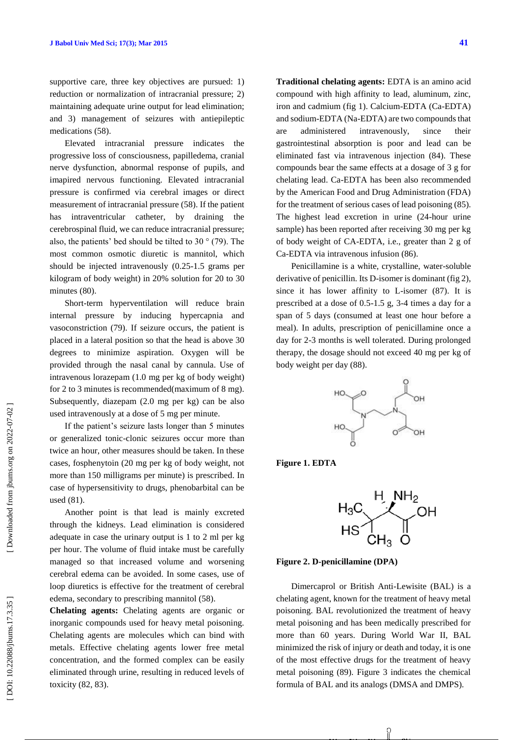supportive care, three key objectives are pursued: 1) reduction or normalization of intracranial pressure; 2) maintaining adequate urine output for lead elimination; and 3) management of seizures with antiepileptic medications (58).

Elevated intracranial pressure indicates the progressive loss of consciousness, papilledema, cranial nerve dysfunction, abnormal response of pupils, and imapired nervous functioning. Elevated intracranial pressure is confirmed via cerebral images or direct measurement of intracranial pressure (58). If the patient has intraventricular catheter, by draining the cerebrospinal fluid, we can reduce intracranial pressure; also, the patients' bed should be tilted to 30 ° (79). The most common osmotic diuretic is mannitol, which should be injected intravenously (0.25-1.5 grams per kilogram of body weight) in 20% solution for 20 to 30 minutes (80).

Short-term hyperventilation will reduce brain internal pressure by inducing hypercapnia and vasoconstriction (79). If seizure occurs, the patient is placed in a lateral position so that the head is above 30 degrees to minimize aspiration. Oxygen will be provided through the nasal canal by cannula. Use of intravenous lorazepam (1.0 mg per kg of body weight) for 2 to 3 minutes is recommended(maximum of 8 mg). Subsequently, diazepam (2.0 mg per kg) can be also used intravenously at a dose of 5 mg per minute.

If the patient's seizure lasts longer than 5 minutes or generalized tonic-clonic seizures occur more than twice an hour, other measures should be taken. In these cases, fosphenytoin (20 mg per kg of body weight, not more than 150 milligrams per minute) is prescribed. In case of hypersensitivity to drugs, phenobarbital can be used (81).

Another point is that lead is mainly excreted through the kidneys. Lead elimination is considered adequate in case the urinary output is 1 to 2 ml per kg per hour. The volume of fluid intake must be carefully managed so that increased volume and worsening cerebral edema can be avoided. In some cases, use of loop diuretics is effective for the treatment of cerebral edema, secondary to prescribing mannitol (58).

**Chelating agents:** Chelating agents are organic or inorganic compounds used for heavy metal poisoning. Chelating agents are molecules which can bind with metals. Effective chelating agents lower free metal concentration, and the formed complex can be easily eliminated through urine, resulting in reduced levels of toxicity (82, 83).

**Traditional chelating agents:** EDTA is an amino acid compound with high affinity to lead, aluminum, zinc, iron and cadmium (fig 1). Calcium-EDTA (Ca-EDTA) and sodium-EDTA (Na-EDTA) are two compounds that are administered intravenously, since their gastrointestinal absorption is poor and lead can be eliminated fast via intravenous injection (84). These compounds bear the same effects at a dosage of 3 g for chelating lead. Ca-EDTA has been also recommended by the American Food and Drug Administration (FDA) for the treatment of serious cases of lead poisoning (85). The highest lead excretion in urine (24-hour urine sample) has been reported after receiving 30 mg per kg of body weight of CA-EDTA, i.e., greater than 2 g of Ca-EDTA via intravenous infusion (86).

Penicillamine is a white, crystalline, water-soluble derivative of penicillin. Its D-isomer is dominant (fig 2), since it has lower affinity to L-isomer (87). It is prescribed at a dose of 0.5-1.5 g, 3-4 times a day for a span of 5 days (consumed at least one hour before a meal). In adults, prescription of penicillamine once a day for 2-3 months is well tolerated. During prolonged therapy, the dosage should not exceed 40 mg per kg of body weight per day (88).

HO O N N O OH HO O O OH

**Figure 1. EDTA**

H $NH_2$ $H_3C$ OH HS $CH_3$ O

**Figure 2. D-penicillamine (DPA)**

Dimercaprol or British Anti-Lewisite (BAL) is a chelating agent, known for the treatment of heavy metal poisoning. BAL revolutionized the treatment of heavy metal poisoning and has been medically prescribed for more than 60 years. During World War II, BAL minimized the risk of injury or death and today, it is one of the most effective drugs for the treatment of heavy metal poisoning (89). Figure 3 indicates the chemical formula of BAL and its analogs (DMSA and DMPS).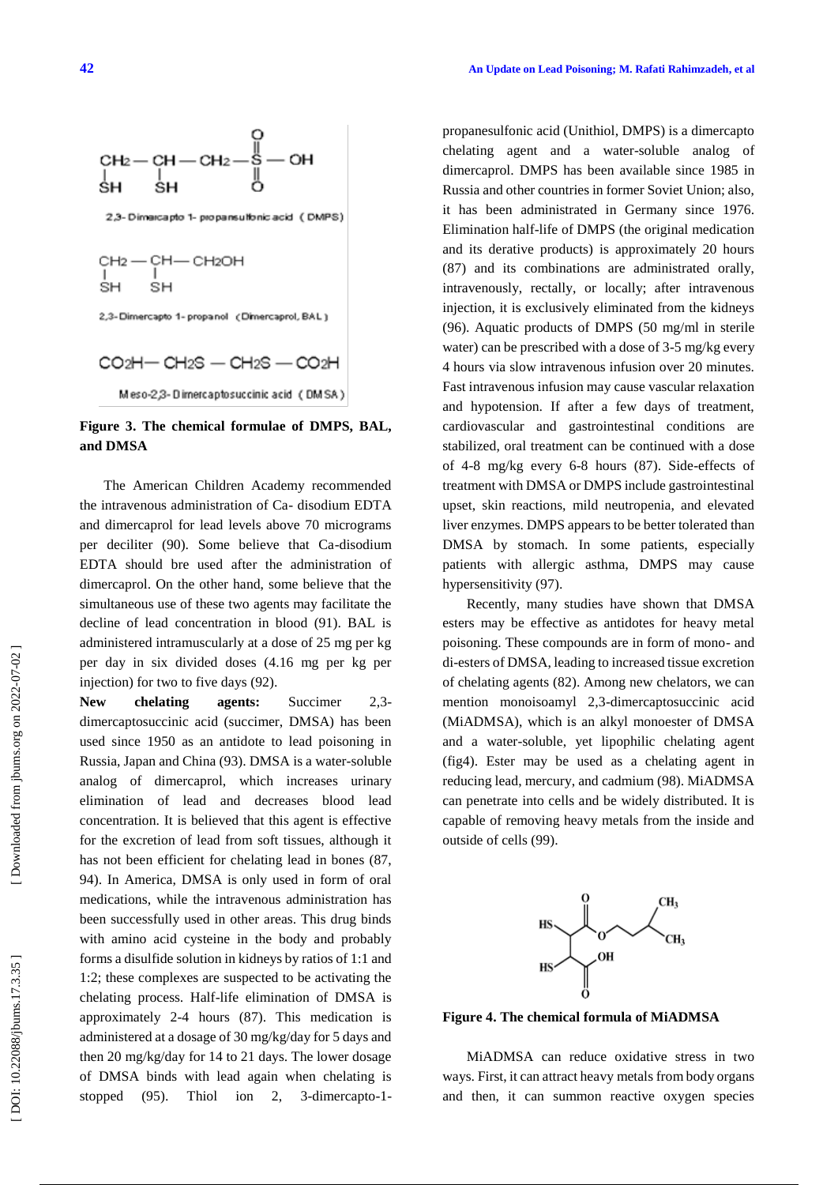Figure 3. The chemical formulae of DMPS, BAL, and DMSA

The American Children Academy recommended the intravenous administration of Ca- disodium EDTA and dimercaprol for lead levels above 70 micrograms per deciliter (90). Some believe that Ca-disodium EDTA should bre used after the administration of dimercaprol. On the other hand, some believe that the simultaneous use of these two agents may facilitate the decline of lead concentration in blood (91). BAL is administered intramuscularly at a dose of 25 mg per kg per day in six divided doses (4.16 mg per kg per injection) for two to five days (92).

**New chelating agents:** Succimer 2,3-dimercaptosuccinic acid (succimer, DMSA) has been used since 1950 as an antidote to lead poisoning in Russia, Japan and China (93). DMSA is a water-soluble analog of dimercaprol, which increases urinary elimination of lead and decreases blood lead concentration. It is believed that this agent is effective for the excretion of lead from soft tissues, although it has not been efficient for chelating lead in bones (87, 94). In America, DMSA is only used in form of oral medications, while the intravenous administration has been successfully used in other areas. This drug binds with amino acid cysteine in the body and probably forms a disulfide solution in kidneys by ratios of 1:1 and 1:2; these complexes are suspected to be activating the chelating process. Half-life elimination of DMSA is approximately 2-4 hours (87). This medication is administered at a dosage of 30 mg/kg/day for 5 days and then 20 mg/kg/day for 14 to 21 days. The lower dosage of DMSA binds with lead again when chelating is stopped (95). Thiol ion 2, 3-dimercapto-1-propanesulfonic acid (Unithiol, DMPS) is a dimercapto chelating agent and a water-soluble analog of dimercaprol. DMPS has been available since 1985 in Russia and other countries in former Soviet Union; also, it has been administrated in Germany since 1976. Elimination half-life of DMPS (the original medication and its derative products) is approximately 20 hours (87) and its combinations are administrated orally, intravenously, rectally, or locally; after intravenous injection, it is exclusively eliminated from the kidneys (96). Aquatic products of DMPS (50 mg/ml in sterile water) can be prescribed with a dose of 3-5 mg/kg every 4 hours via slow intravenous infusion over 20 minutes. Fast intravenous infusion may cause vascular relaxation and hypotension. If after a few days of treatment, cardiovascular and gastrointestinal conditions are stabilized, oral treatment can be continued with a dose of 4-8 mg/kg every 6-8 hours (87). Side-effects of treatment with DMSA or DMPS include gastrointestinal upset, skin reactions, mild neutropenia, and elevated liver enzymes. DMPS appears to be better tolerated than DMSA by stomach. In some patients, especially patients with allergic asthma, DMPS may cause hypersensitivity (97).

Recently, many studies have shown that DMSA esters may be effective as antidotes for heavy metal poisoning. These compounds are in form of mono- and di-esters of DMSA, leading to increased tissue excretion of chelating agents (82). Among new chelators, we can mention monoisoamyl 2,3-dimercaptosuccinic acid (MiADMSA), which is an alkyl monoester of DMSA and a water-soluble, yet lipophilic chelating agent (fig4). Ester may be used as a chelating agent in reducing lead, mercury, and cadmium (98). MiADMSA can penetrate into cells and be widely distributed. It is capable of removing heavy metals from the inside and outside of cells (99).

Figure 4. The chemical formula of MiADMSA

MiADMSA can reduce oxidative stress in two ways. First, it can attract heavy metals from body organs and then, it can summon reactive oxygen species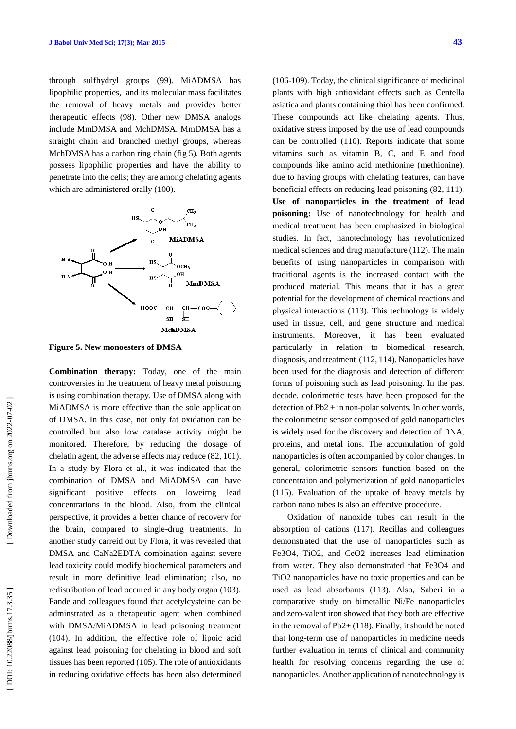through sulfhydryl groups (99). MiADMSA has lipophilic properties, and its molecular mass facilitates the removal of heavy metals and provides better therapeutic effects (98). Other new DMSA analogs include MmDMSA and MchDMSA. MmDMSA has a straight chain and branched methyl groups, whereas MchDMSA has a carbon ring chain (fig 5). Both agents possess lipophilic properties and have the ability to penetrate into the cells; they are among chelating agents which are administered orally (100).

MiADMSA

MmDMSA

MchDMSA

**Figure 5. New monoesters of DMSA**

**Combination therapy:** Today, one of the main controversies in the treatment of heavy metal poisoning is using combination therapy. Use of DMSA along with MiADMSA is more effective than the sole application of DMSA. In this case, not only fat oxidation can be controlled but also low catalase activity might be monitored. Therefore, by reducing the dosage of chelatin agent, the adverse effects may reduce (82, 101). In a study by Flora et al., it was indicated that the combination of DMSA and MiADMSA can have significant positive effects on loweirng lead concentrations in the blood. Also, from the clinical perspective, it provides a better chance of recovery for the brain, compared to single-drug treatments. In another study carreid out by Flora, it was revealed that DMSA and CaNa2EDTA combination against severe lead toxicity could modify biochemical parameters and result in more definitive lead elimination; also, no redistribution of lead occured in any body organ (103). Pande and colleagues found that acetylcysteine can be adminstrated as a therapeutic agent when combined with DMSA/MiADMSA in lead poisoning treatment (104). In addition, the effective role of lipoic acid against lead poisoning for chelating in blood and soft tissues has been reported (105). The role of antioxidants in reducing oxidative effects has been also determined (106-109). Today, the clinical significance of medicinal plants with high antioxidant effects such as Centella asiatica and plants containing thiol has been confirmed. These compounds act like chelating agents. Thus, oxidative stress imposed by the use of lead compounds can be controlled (110). Reports indicate that some vitamins such as vitamin B, C, and E and food compounds like amino acid methionine (methionine), due to having groups with chelating features, can have beneficial effects on reducing lead poisoning (82, 111).

**Use of nanoparticles in the treatment of lead poisoning:** Use of nanotechnology for health and medical treatment has been emphasized in biological studies. In fact, nanotechnology has revolutionized medical sciences and drug manufacture (112). The main benefits of using nanoparticles in comparison with traditional agents is the increased contact with the produced material. This means that it has a great potential for the development of chemical reactions and physical interactions (113). This technology is widely used in tissue, cell, and gene structure and medical instruments. Moreover, it has been evaluated particularly in relation to biomedical research, diagnosis, and treatment (112, 114). Nanoparticles have been used for the diagnosis and detection of different forms of poisoning such as lead poisoning. In the past decade, colorimetric tests have been proposed for the detection of Pb2 + in non-polar solvents. In other words, the colorimetric sensor composed of gold nanoparticles is widely used for the discovery and detection of DNA, proteins, and metal ions. The accumulation of gold nanoparticles is often accompanied by color changes. In general, colorimetric sensors function based on the concentraion and polymerization of gold nanoparticles (115). Evaluation of the uptake of heavy metals by carbon nano tubes is also an effective procedure.

Oxidation of nanoxide tubes can result in the absorption of cations (117). Recillas and colleagues demonstrated that the use of nanoparticles such as $Fe_3O_4$, $TiO_2$, and $CeO_2$ increases lead elimination from water. They also demonstrated that $Fe_3O_4$ and $TiO_2$ nanoparticles have no toxic properties and can be used as lead absorbants (113). Also, Saberi in a comparative study on bimetallic Ni/Fe nanoparticles and zero-valent iron showed that they both are effective in the removal of $Pb^{2+}$ (118). Finally, it should be noted that long-term use of nanoparticles in medicine needs further evaluation in terms of clinical and community health for resolving concerns regarding the use of nanoparticles. Another application of nanotechnology is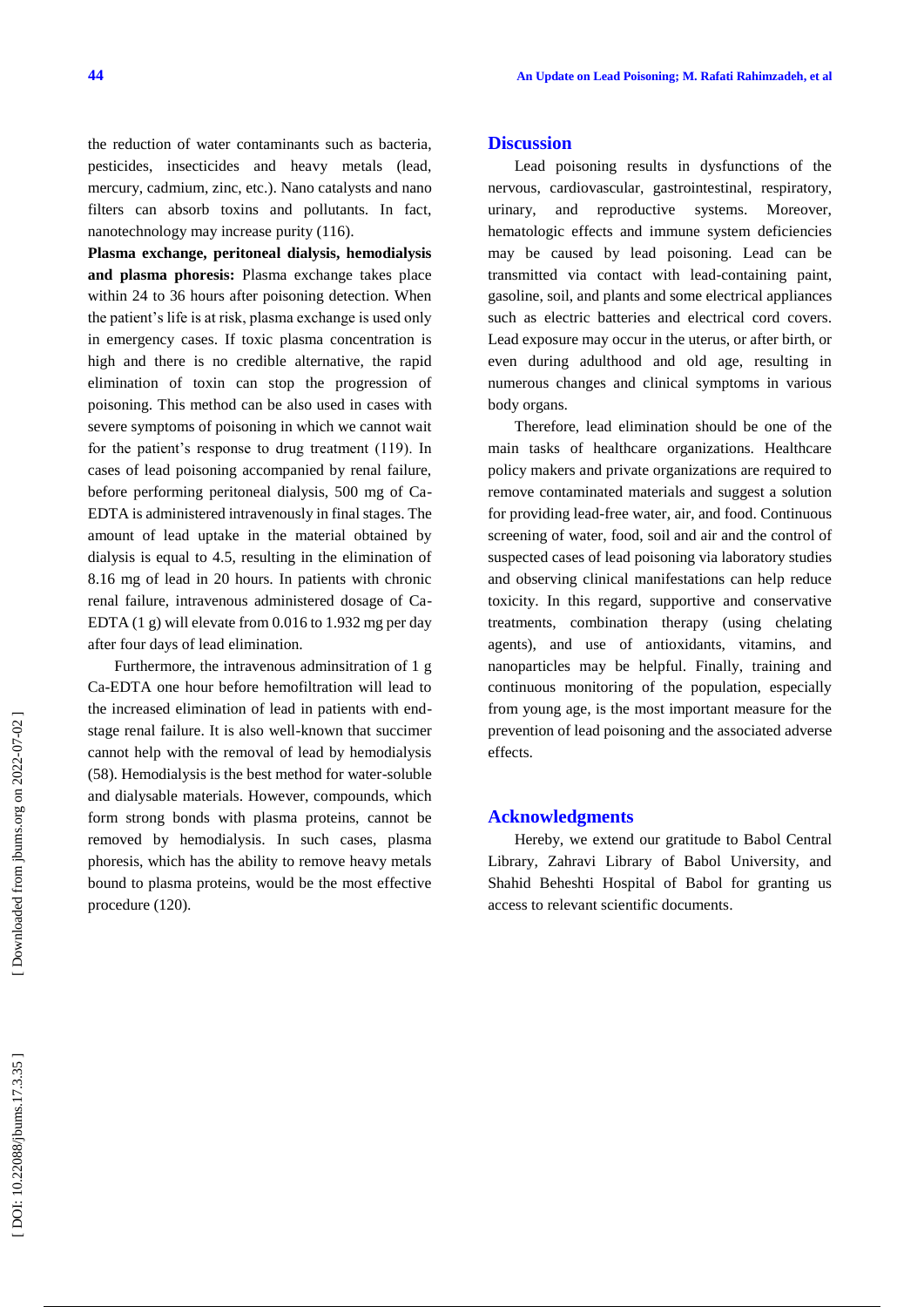the reduction of water contaminants such as bacteria, pesticides, insecticides and heavy metals (lead, mercury, cadmium, zinc, etc.). Nano catalysts and nano filters can absorb toxins and pollutants. In fact, nanotechnology may increase purity (116).

**Plasma exchange, peritoneal dialysis, hemodialysis and plasma phoresis:** Plasma exchange takes place within 24 to 36 hours after poisoning detection. When the patient's life is at risk, plasma exchange is used only in emergency cases. If toxic plasma concentration is high and there is no credible alternative, the rapid elimination of toxin can stop the progression of poisoning. This method can be also used in cases with severe symptoms of poisoning in which we cannot wait for the patient's response to drug treatment (119). In cases of lead poisoning accompanied by renal failure, before performing peritoneal dialysis, 500 mg of Ca-EDTA is administered intravenously in final stages. The amount of lead uptake in the material obtained by dialysis is equal to 4.5, resulting in the elimination of 8.16 mg of lead in 20 hours. In patients with chronic renal failure, intravenous administered dosage of Ca-EDTA (1 g) will elevate from 0.016 to 1.932 mg per day after four days of lead elimination.

Furthermore, the intravenous adminsitration of 1 g Ca-EDTA one hour before hemofiltration will lead to the increased elimination of lead in patients with end-stage renal failure. It is also well-known that succimer cannot help with the removal of lead by hemodialysis (58). Hemodialysis is the best method for water-soluble and dialysable materials. However, compounds, which form strong bonds with plasma proteins, cannot be removed by hemodialysis. In such cases, plasma phoresis, which has the ability to remove heavy metals bound to plasma proteins, would be the most effective procedure (120).

## Discussion

Lead poisoning results in dysfunctions of the nervous, cardiovascular, gastrointestinal, respiratory, urinary, and reproductive systems. Moreover, hematologic effects and immune system deficiencies may be caused by lead poisoning. Lead can be transmitted via contact with lead-containing paint, gasoline, soil, and plants and some electrical appliances such as electric batteries and electrical cord covers. Lead exposure may occur in the uterus, or after birth, or even during adulthood and old age, resulting in numerous changes and clinical symptoms in various body organs.

Therefore, lead elimination should be one of the main tasks of healthcare organizations. Healthcare policy makers and private organizations are required to remove contaminated materials and suggest a solution for providing lead-free water, air, and food. Continuous screening of water, food, soil and air and the control of suspected cases of lead poisoning via laboratory studies and observing clinical manifestations can help reduce toxicity. In this regard, supportive and conservative treatments, combination therapy (using chelating agents), and use of antioxidants, vitamins, and nanoparticles may be helpful. Finally, training and continuous monitoring of the population, especially from young age, is the most important measure for the prevention of lead poisoning and the associated adverse effects.

## Acknowledgments

Hereby, we extend our gratitude to Babol Central Library, Zahravi Library of Babol University, and Shahid Beheshti Hospital of Babol for granting us access to relevant scientific documents.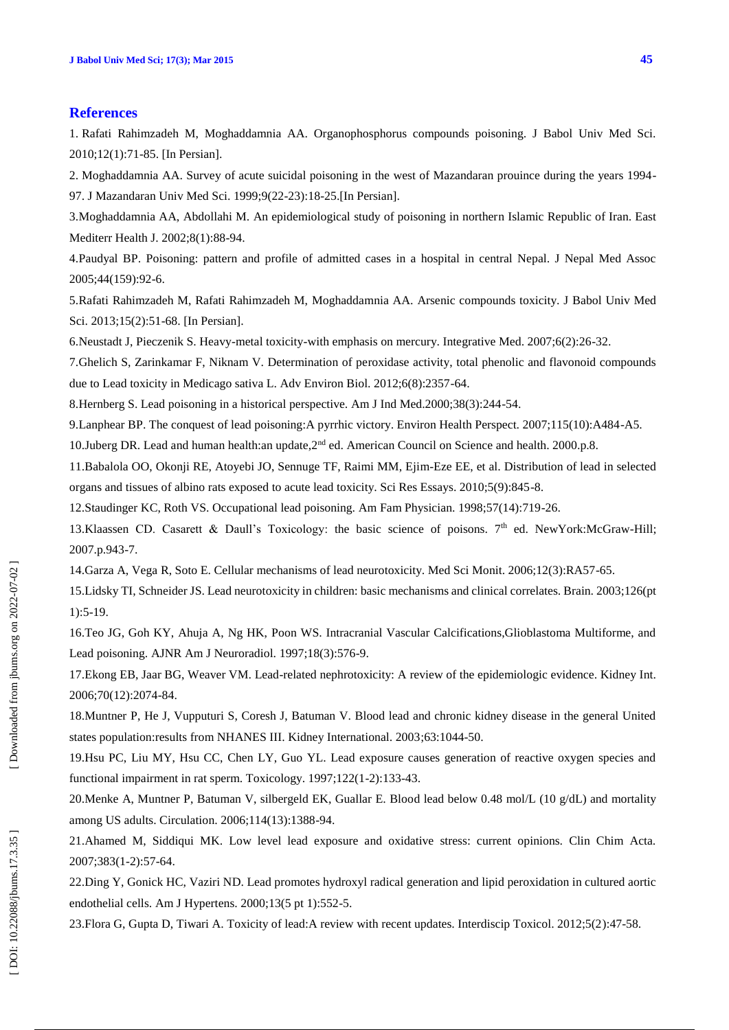## References

1. Rafati Rahimzadeh M, Moghaddamnia AA. Organophosphorus compounds poisoning. J Babol Univ Med Sci. 2010;12(1):71-85. [In Persian].

2. Moghaddamnia AA. Survey of acute suicidal poisoning in the west of Mazandaran prouince during the years 1994-97. J Mazandaran Univ Med Sci. 1999;9(22-23):18-25.[In Persian].

3.Moghaddamnia AA, Abdollahi M. An epidemiological study of poisoning in northern Islamic Republic of Iran. East Mediterr Health J. 2002;8(1):88-94.

4.Paudyal BP. Poisoning: pattern and profile of admitted cases in a hospital in central Nepal. J Nepal Med Assoc 2005;44(159):92-6.

5.Rafati Rahimzadeh M, Rafati Rahimzadeh M, Moghaddamnia AA. Arsenic compounds toxicity. J Babol Univ Med Sci. 2013;15(2):51-68. [In Persian].

6.Neustadt J, Pieczenik S. Heavy-metal toxicity-with emphasis on mercury. Integrative Med. 2007;6(2):26-32.

7.Ghelich S, Zarinkamar F, Niknam V. Determination of peroxidase activity, total phenolic and flavonoid compounds due to Lead toxicity in Medicago sativa L. Adv Environ Biol. 2012;6(8):2357-64.

8.Hernberg S. Lead poisoning in a historical perspective. Am J Ind Med.2000;38(3):244-54.

9.Lanphear BP. The conquest of lead poisoning:A pyrrhic victory. Environ Health Perspect. 2007;115(10):A484-A5.

10.Juberg DR. Lead and human health:an update,2nd ed. American Council on Science and health. 2000.p.8.

11.Babalola OO, Okonji RE, Atoyebi JO, Sennuge TF, Raimi MM, Ejim-Eze EE, et al. Distribution of lead in selected organs and tissues of albino rats exposed to acute lead toxicity. Sci Res Essays. 2010;5(9):845-8.

12.Staudinger KC, Roth VS. Occupational lead poisoning. Am Fam Physician. 1998;57(14):719-26.

13.Klaassen CD. Casarett & Daull's Toxicology: the basic science of poisons. 7th ed. NewYork:McGraw-Hill; 2007.p.943-7.

14.Garza A, Vega R, Soto E. Cellular mechanisms of lead neurotoxicity. Med Sci Monit. 2006;12(3):RA57-65.

15.Lidsky TI, Schneider JS. Lead neurotoxicity in children: basic mechanisms and clinical correlates. Brain. 2003;126(pt 1):5-19.

16.Teo JG, Goh KY, Ahuja A, Ng HK, Poon WS. Intracranial Vascular Calcifications,Glioblastoma Multiforme, and Lead poisoning. AJNR Am J Neuroradiol. 1997;18(3):576-9.

17.Ekong EB, Jaar BG, Weaver VM. Lead-related nephrotoxicity: A review of the epidemiologic evidence. Kidney Int. 2006;70(12):2074-84.

18.Muntner P, He J, Vupputuri S, Coresh J, Batuman V. Blood lead and chronic kidney disease in the general United states population:results from NHANES III. Kidney International. 2003;63:1044-50.

19.Hsu PC, Liu MY, Hsu CC, Chen LY, Guo YL. Lead exposure causes generation of reactive oxygen species and functional impairment in rat sperm. Toxicology. 1997;122(1-2):133-43.

20.Menke A, Muntner P, Batuman V, silbergeld EK, Guallar E. Blood lead below 0.48 mol/L (10 g/dL) and mortality among US adults. Circulation. 2006;114(13):1388-94.

21.Ahamed M, Siddiqui MK. Low level lead exposure and oxidative stress: current opinions. Clin Chim Acta. 2007;383(1-2):57-64.

22.Ding Y, Gonick HC, Vaziri ND. Lead promotes hydroxyl radical generation and lipid peroxidation in cultured aortic endothelial cells. Am J Hypertens. 2000;13(5 pt 1):552-5.

23.Flora G, Gupta D, Tiwari A. Toxicity of lead:A review with recent updates. Interdiscip Toxicol. 2012;5(2):47-58.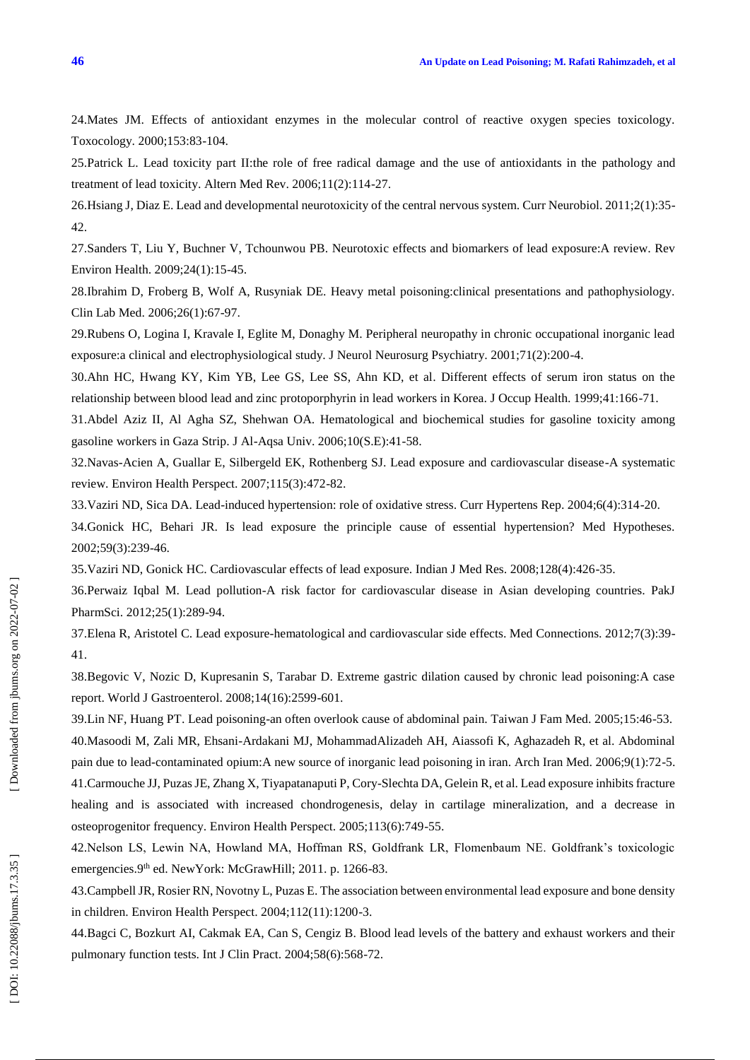24.Mates JM. Effects of antioxidant enzymes in the molecular control of reactive oxygen species toxicology. Toxocology. 2000;153:83-104.

25.Patrick L. Lead toxicity part II:the role of free radical damage and the use of antioxidants in the pathology and treatment of lead toxicity. Altern Med Rev. 2006;11(2):114-27.

26.Hsiang J, Diaz E. Lead and developmental neurotoxicity of the central nervous system. Curr Neurobiol. 2011;2(1):35-42.

27.Sanders T, Liu Y, Buchner V, Tchounwou PB. Neurotoxic effects and biomarkers of lead exposure:A review. Rev Environ Health. 2009;24(1):15-45.

28.Ibrahim D, Froberg B, Wolf A, Rusyniak DE. Heavy metal poisoning:clinical presentations and pathophysiology. Clin Lab Med. 2006;26(1):67-97.

29.Rubens O, Logina I, Kravale I, Eglite M, Donaghy M. Peripheral neuropathy in chronic occupational inorganic lead exposure:a clinical and electrophysiological study. J Neurol Neurosurg Psychiatry. 2001;71(2):200-4.

30.Ahn HC, Hwang KY, Kim YB, Lee GS, Lee SS, Ahn KD, et al. Different effects of serum iron status on the relationship between blood lead and zinc protoporphyrin in lead workers in Korea. J Occup Health. 1999;41:166-71.

31.Abdel Aziz II, Al Agha SZ, Shehwan OA. Hematological and biochemical studies for gasoline toxicity among gasoline workers in Gaza Strip. J Al-Aqsa Univ. 2006;10(S.E):41-58.

32.Navas-Acien A, Guallar E, Silbergeld EK, Rothenberg SJ. Lead exposure and cardiovascular disease-A systematic review. Environ Health Perspect. 2007;115(3):472-82.

33.Vaziri ND, Sica DA. Lead-induced hypertension: role of oxidative stress. Curr Hypertens Rep. 2004;6(4):314-20.

34.Gonick HC, Behari JR. Is lead exposure the principle cause of essential hypertension? Med Hypotheses. 2002;59(3):239-46.

35.Vaziri ND, Gonick HC. Cardiovascular effects of lead exposure. Indian J Med Res. 2008;128(4):426-35.

36.Perwaiz Iqbal M. Lead pollution-A risk factor for cardiovascular disease in Asian developing countries. PakJ PharmSci. 2012;25(1):289-94.

37.Elena R, Aristotel C. Lead exposure-hematological and cardiovascular side effects. Med Connections. 2012;7(3):39-41.

38.Begovic V, Nozic D, Kupresanin S, Tarabar D. Extreme gastric dilation caused by chronic lead poisoning:A case report. World J Gastroenterol. 2008;14(16):2599-601.

39.Lin NF, Huang PT. Lead poisoning-an often overlook cause of abdominal pain. Taiwan J Fam Med. 2005;15:46-53.

40.Masoodi M, Zali MR, Ehsani-Ardakani MJ, MohammadAlizadeh AH, Aiassofi K, Aghazadeh R, et al. Abdominal pain due to lead-contaminated opium:A new source of inorganic lead poisoning in iran. Arch Iran Med. 2006;9(1):72-5.

41.Carmouche JJ, Puzas JE, Zhang X, Tiyapatanaputi P, Cory-Slechta DA, Gelein R, et al. Lead exposure inhibits fracture healing and is associated with increased chondrogenesis, delay in cartilage mineralization, and a decrease in osteoprogenitor frequency. Environ Health Perspect. 2005;113(6):749-55.

42.Nelson LS, Lewin NA, Howland MA, Hoffman RS, Goldfrank LR, Flomenbaum NE. Goldfrank's toxicologic emergencies.9th ed. NewYork: McGrawHill; 2011. p. 1266-83.

43.Campbell JR, Rosier RN, Novotny L, Puzas E. The association between environmental lead exposure and bone density in children. Environ Health Perspect. 2004;112(11):1200-3.

44.Bagci C, Bozkurt AI, Cakmak EA, Can S, Cengiz B. Blood lead levels of the battery and exhaust workers and their pulmonary function tests. Int J Clin Pract. 2004;58(6):568-72.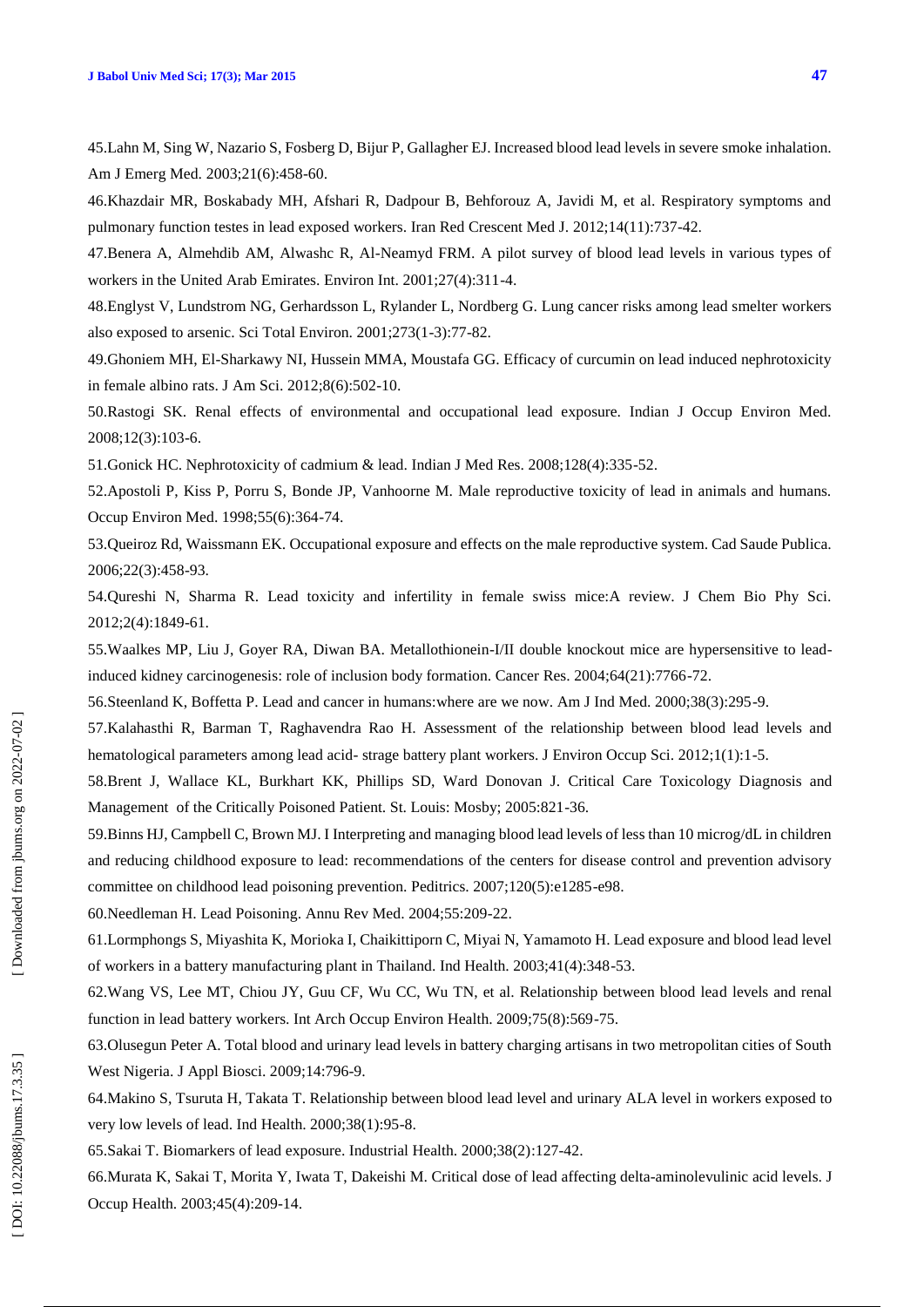45.Lahn M, Sing W, Nazario S, Fosberg D, Bijur P, Gallagher EJ. Increased blood lead levels in severe smoke inhalation. Am J Emerg Med. 2003;21(6):458-60.

46.Khazdair MR, Boskabady MH, Afshari R, Dadpour B, Behforouz A, Javidi M, et al. Respiratory symptoms and pulmonary function testes in lead exposed workers. Iran Red Crescent Med J. 2012;14(11):737-42.

47.Benera A, Almehdib AM, Alwashc R, Al-Neamyd FRM. A pilot survey of blood lead levels in various types of workers in the United Arab Emirates. Environ Int. 2001;27(4):311-4.

48.Englyst V, Lundstrom NG, Gerhardsson L, Rylander L, Nordberg G. Lung cancer risks among lead smelter workers also exposed to arsenic. Sci Total Environ. 2001;273(1-3):77-82.

49.Ghoniem MH, El-Sharkawy NI, Hussein MMA, Moustafa GG. Efficacy of curcumin on lead induced nephrotoxicity in female albino rats. J Am Sci. 2012;8(6):502-10.

50.Rastogi SK. Renal effects of environmental and occupational lead exposure. Indian J Occup Environ Med. 2008;12(3):103-6.

51.Gonick HC. Nephrotoxicity of cadmium & lead. Indian J Med Res. 2008;128(4):335-52.

52.Apostoli P, Kiss P, Porru S, Bonde JP, Vanhoorne M. Male reproductive toxicity of lead in animals and humans. Occup Environ Med. 1998;55(6):364-74.

53.Queiroz Rd, Waissmann EK. Occupational exposure and effects on the male reproductive system. Cad Saude Publica. 2006;22(3):458-93.

54.Qureshi N, Sharma R. Lead toxicity and infertility in female swiss mice:A review. J Chem Bio Phy Sci. 2012;2(4):1849-61.

55.Waalkes MP, Liu J, Goyer RA, Diwan BA. Metallothionein-I/II double knockout mice are hypersensitive to lead-induced kidney carcinogenesis: role of inclusion body formation. Cancer Res. 2004;64(21):7766-72.

56.Steenland K, Boffetta P. Lead and cancer in humans:where are we now. Am J Ind Med. 2000;38(3):295-9.

57.Kalahasthi R, Barman T, Raghavendra Rao H. Assessment of the relationship between blood lead levels and hematological parameters among lead acid- strage battery plant workers. J Environ Occup Sci. 2012;1(1):1-5.

58.Brent J, Wallace KL, Burkhart KK, Phillips SD, Ward Donovan J. Critical Care Toxicology Diagnosis and Management of the Critically Poisoned Patient. St. Louis: Mosby; 2005:821-36.

59.Binns HJ, Campbell C, Brown MJ. I Interpreting and managing blood lead levels of less than 10 microg/dL in children and reducing childhood exposure to lead: recommendations of the centers for disease control and prevention advisory committee on childhood lead poisoning prevention. Peditrics. 2007;120(5):e1285-e98.

60.Needleman H. Lead Poisoning. Annu Rev Med. 2004;55:209-22.

61.Lormphongs S, Miyashita K, Morioka I, Chaikittiporn C, Miyai N, Yamamoto H. Lead exposure and blood lead level of workers in a battery manufacturing plant in Thailand. Ind Health. 2003;41(4):348-53.

62.Wang VS, Lee MT, Chiou JY, Guu CF, Wu CC, Wu TN, et al. Relationship between blood lead levels and renal function in lead battery workers. Int Arch Occup Environ Health. 2009;75(8):569-75.

63.Olusegun Peter A. Total blood and urinary lead levels in battery charging artisans in two metropolitan cities of South West Nigeria. J Appl Biosci. 2009;14:796-9.

64.Makino S, Tsuruta H, Takata T. Relationship between blood lead level and urinary ALA level in workers exposed to very low levels of lead. Ind Health. 2000;38(1):95-8.

65.Sakai T. Biomarkers of lead exposure. Industrial Health. 2000;38(2):127-42.

66.Murata K, Sakai T, Morita Y, Iwata T, Dakeishi M. Critical dose of lead affecting delta-aminolevulinic acid levels. J Occup Health. 2003;45(4):209-14.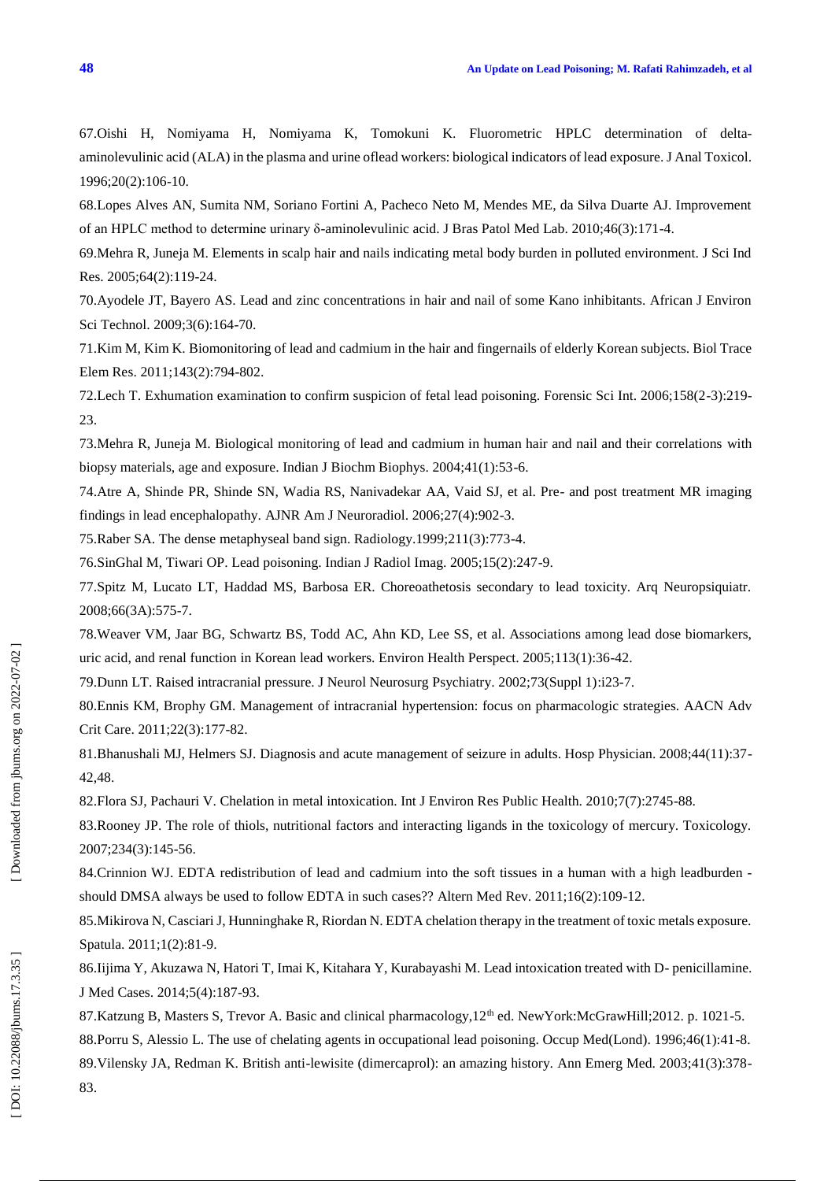67.Oishi H, Nomiyama H, Nomiyama K, Tomokuni K. Fluorometric HPLC determination of delta-aminolevulinic acid (ALA) in the plasma and urine oflead workers: biological indicators of lead exposure. J Anal Toxicol. 1996;20(2):106-10.

68.Lopes Alves AN, Sumita NM, Soriano Fortini A, Pacheco Neto M, Mendes ME, da Silva Duarte AJ. Improvement of an HPLC method to determine urinary δ-aminolevulinic acid. J Bras Patol Med Lab. 2010;46(3):171-4.

69.Mehra R, Juneja M. Elements in scalp hair and nails indicating metal body burden in polluted environment. J Sci Ind Res. 2005;64(2):119-24.

70.Ayodele JT, Bayero AS. Lead and zinc concentrations in hair and nail of some Kano inhibitants. African J Environ Sci Technol. 2009;3(6):164-70.

71.Kim M, Kim K. Biomonitoring of lead and cadmium in the hair and fingernails of elderly Korean subjects. Biol Trace Elem Res. 2011;143(2):794-802.

72.Lech T. Exhumation examination to confirm suspicion of fetal lead poisoning. Forensic Sci Int. 2006;158(2-3):219-23.

73.Mehra R, Juneja M. Biological monitoring of lead and cadmium in human hair and nail and their correlations with biopsy materials, age and exposure. Indian J Biochm Biophys. 2004;41(1):53-6.

74.Atre A, Shinde PR, Shinde SN, Wadia RS, Nanivadekar AA, Vaid SJ, et al. Pre- and post treatment MR imaging findings in lead encephalopathy. AJNR Am J Neuroradiol. 2006;27(4):902-3.

75.Raber SA. The dense metaphyseal band sign. Radiology.1999;211(3):773-4.

76.SinGhal M, Tiwari OP. Lead poisoning. Indian J Radiol Imag. 2005;15(2):247-9.

77.Spitz M, Lucato LT, Haddad MS, Barbosa ER. Choreoathetosis secondary to lead toxicity. Arq Neuropsiquiatr. 2008;66(3A):575-7.

78.Weaver VM, Jaar BG, Schwartz BS, Todd AC, Ahn KD, Lee SS, et al. Associations among lead dose biomarkers, uric acid, and renal function in Korean lead workers. Environ Health Perspect. 2005;113(1):36-42.

79.Dunn LT. Raised intracranial pressure. J Neurol Neurosurg Psychiatry. 2002;73(Suppl 1):i23-7.

80.Ennis KM, Brophy GM. Management of intracranial hypertension: focus on pharmacologic strategies. AACN Adv Crit Care. 2011;22(3):177-82.

81.Bhanushali MJ, Helmers SJ. Diagnosis and acute management of seizure in adults. Hosp Physician. 2008;44(11):37-42,48.

82.Flora SJ, Pachauri V. Chelation in metal intoxication. Int J Environ Res Public Health. 2010;7(7):2745-88.

83.Rooney JP. The role of thiols, nutritional factors and interacting ligands in the toxicology of mercury. Toxicology. 2007;234(3):145-56.

84.Crinnion WJ. EDTA redistribution of lead and cadmium into the soft tissues in a human with a high leadburden - should DMSA always be used to follow EDTA in such cases?? Altern Med Rev. 2011;16(2):109-12.

85.Mikirova N, Casciari J, Hunninghake R, Riordan N. EDTA chelation therapy in the treatment of toxic metals exposure. Spatula. 2011;1(2):81-9.

86.Iijima Y, Akuzawa N, Hatori T, Imai K, Kitahara Y, Kurabayashi M. Lead intoxication treated with D- penicillamine. J Med Cases. 2014;5(4):187-93.

87.Katzung B, Masters S, Trevor A. Basic and clinical pharmacology,12th ed. NewYork:McGrawHill;2012. p. 1021-5.

88.Porru S, Alessio L. The use of chelating agents in occupational lead poisoning. Occup Med(Lond). 1996;46(1):41-8.

89.Vilensky JA, Redman K. British anti-lewisite (dimercaprol): an amazing history. Ann Emerg Med. 2003;41(3):378-83.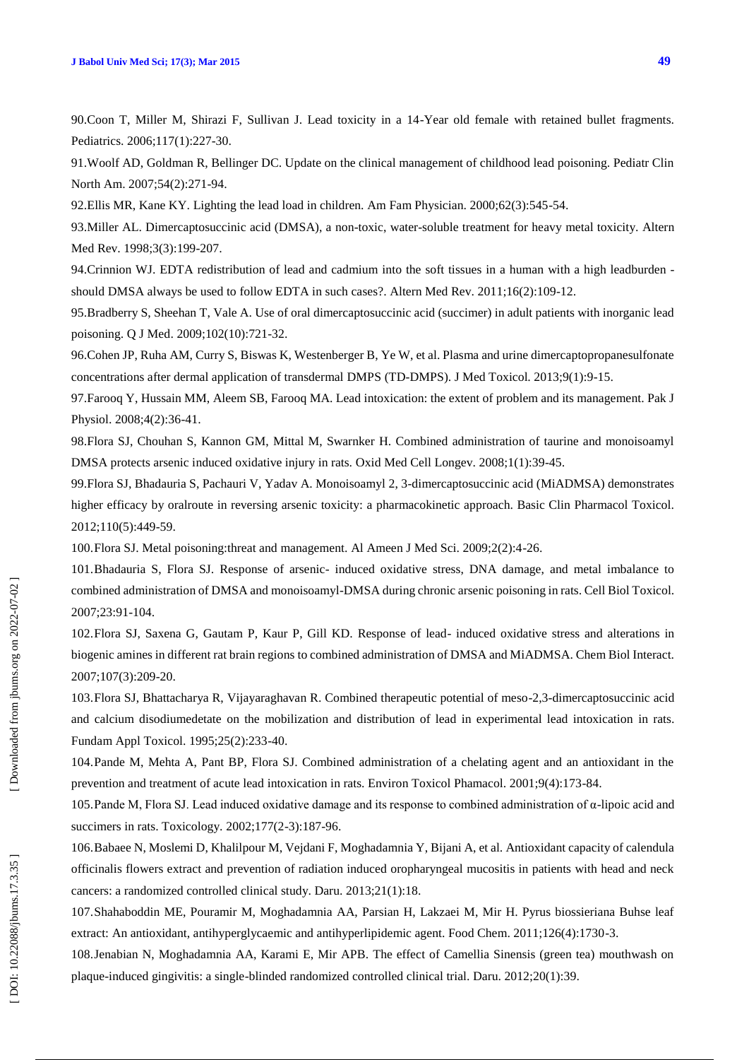90.Coon T, Miller M, Shirazi F, Sullivan J. Lead toxicity in a 14-Year old female with retained bullet fragments. Pediatrics. 2006;117(1):227-30.

91.Woolf AD, Goldman R, Bellinger DC. Update on the clinical management of childhood lead poisoning. Pediatr Clin North Am. 2007;54(2):271-94.

92.Ellis MR, Kane KY. Lighting the lead load in children. Am Fam Physician. 2000;62(3):545-54.

93.Miller AL. Dimercaptosuccinic acid (DMSA), a non-toxic, water-soluble treatment for heavy metal toxicity. Altern Med Rev. 1998;3(3):199-207.

94.Crinnion WJ. EDTA redistribution of lead and cadmium into the soft tissues in a human with a high leadburden - should DMSA always be used to follow EDTA in such cases?. Altern Med Rev. 2011;16(2):109-12.

95.Bradberry S, Sheehan T, Vale A. Use of oral dimercaptosuccinic acid (succimer) in adult patients with inorganic lead poisoning. Q J Med. 2009;102(10):721-32.

96.Cohen JP, Ruha AM, Curry S, Biswas K, Westenberger B, Ye W, et al. Plasma and urine dimercaptopropanesulfonate concentrations after dermal application of transdermal DMPS (TD-DMPS). J Med Toxicol. 2013;9(1):9-15.

97.Farooq Y, Hussain MM, Aleem SB, Farooq MA. Lead intoxication: the extent of problem and its management. Pak J Physiol. 2008;4(2):36-41.

98.Flora SJ, Chouhan S, Kannon GM, Mittal M, Swarnker H. Combined administration of taurine and monoisoamyl DMSA protects arsenic induced oxidative injury in rats. Oxid Med Cell Longev. 2008;1(1):39-45.

99.Flora SJ, Bhadauria S, Pachauri V, Yadav A. Monoisoamyl 2, 3-dimercaptosuccinic acid (MiADMSA) demonstrates higher efficacy by oralroute in reversing arsenic toxicity: a pharmacokinetic approach. Basic Clin Pharmacol Toxicol. 2012;110(5):449-59.

100.Flora SJ. Metal poisoning:threat and management. Al Ameen J Med Sci. 2009;2(2):4-26.

101.Bhadauria S, Flora SJ. Response of arsenic- induced oxidative stress, DNA damage, and metal imbalance to combined administration of DMSA and monoisoamyl-DMSA during chronic arsenic poisoning in rats. Cell Biol Toxicol. 2007;23:91-104.

102.Flora SJ, Saxena G, Gautam P, Kaur P, Gill KD. Response of lead- induced oxidative stress and alterations in biogenic amines in different rat brain regions to combined administration of DMSA and MiADMSA. Chem Biol Interact. 2007;107(3):209-20.

103.Flora SJ, Bhattacharya R, Vijayaraghavan R. Combined therapeutic potential of meso-2,3-dimercaptosuccinic acid and calcium disodiumedetate on the mobilization and distribution of lead in experimental lead intoxication in rats. Fundam Appl Toxicol. 1995;25(2):233-40.

104.Pande M, Mehta A, Pant BP, Flora SJ. Combined administration of a chelating agent and an antioxidant in the prevention and treatment of acute lead intoxication in rats. Environ Toxicol Phamacol. 2001;9(4):173-84.

105.Pande M, Flora SJ. Lead induced oxidative damage and its response to combined administration of α-lipoic acid and succimers in rats. Toxicology. 2002;177(2-3):187-96.

106.Babaee N, Moslemi D, Khalilpour M, Vejdani F, Moghadamnia Y, Bijani A, et al. Antioxidant capacity of calendula officinalis flowers extract and prevention of radiation induced oropharyngeal mucositis in patients with head and neck cancers: a randomized controlled clinical study. Daru. 2013;21(1):18.

107.Shahaboddin ME, Pouramir M, Moghadamnia AA, Parsian H, Lakzaei M, Mir H. Pyrus biossieriana Buhse leaf extract: An antioxidant, antihyperglycaemic and antihyperlipidemic agent. Food Chem. 2011;126(4):1730-3.

108.Jenabian N, Moghadamnia AA, Karami E, Mir APB. The effect of Camellia Sinensis (green tea) mouthwash on plaque-induced gingivitis: a single-blinded randomized controlled clinical trial. Daru. 2012;20(1):39.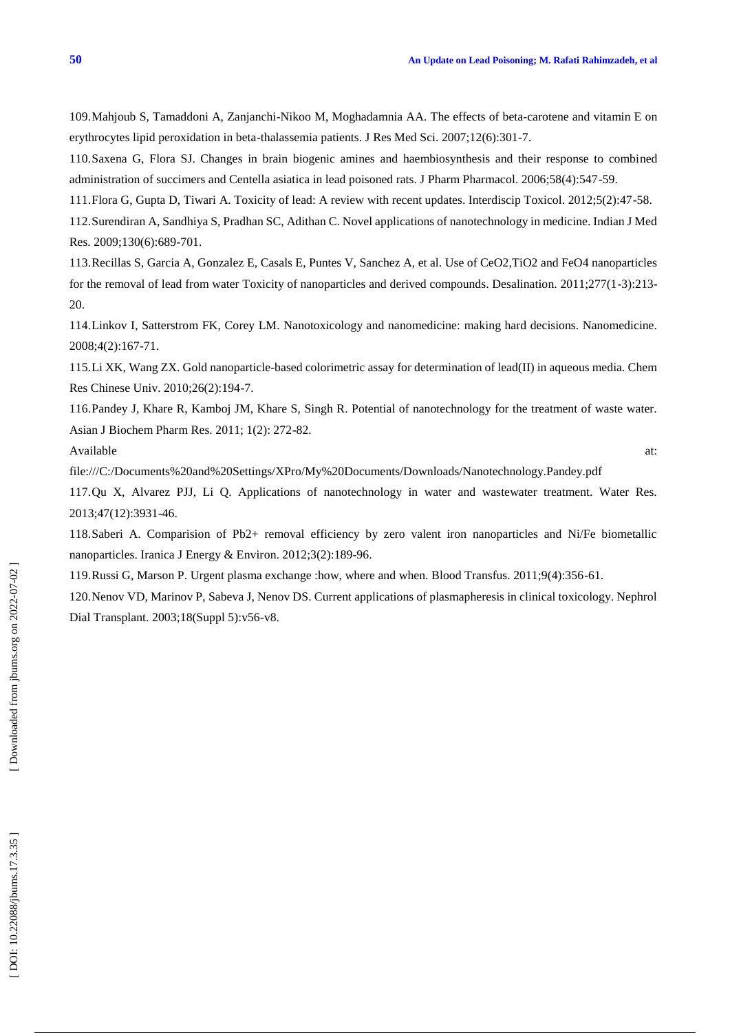109. Mahjoub S, Tamaddoni A, Zanjanchi-Nikoo M, Moghadamnia AA. The effects of beta-carotene and vitamin E on erythrocytes lipid peroxidation in beta-thalassemia patients. J Res Med Sci. 2007;12(6):301-7.

110. Saxena G, Flora SJ. Changes in brain biogenic amines and haembiosynthesis and their response to combined administration of succimers and Centella asiatica in lead poisoned rats. J Pharm Pharmacol. 2006;58(4):547-59.

111. Flora G, Gupta D, Tiwari A. Toxicity of lead: A review with recent updates. Interdiscip Toxicol. 2012;5(2):47-58.

112. Surendiran A, Sandhiya S, Pradhan SC, Adithan C. Novel applications of nanotechnology in medicine. Indian J Med Res. 2009;130(6):689-701.

113. Recillas S, Garcia A, Gonzalez E, Casals E, Puntes V, Sanchez A, et al. Use of CeO2,TiO2 and FeO4 nanoparticles for the removal of lead from water Toxicity of nanoparticles and derived compounds. Desalination. 2011;277(1-3):213-20.

114. Linkov I, Satterstrom FK, Corey LM. Nanotoxicology and nanomedicine: making hard decisions. Nanomedicine. 2008;4(2):167-71.

115. Li XK, Wang ZX. Gold nanoparticle-based colorimetric assay for determination of lead(II) in aqueous media. Chem Res Chinese Univ. 2010;26(2):194-7.

116. Pandey J, Khare R, Kamboj JM, Khare S, Singh R. Potential of nanotechnology for the treatment of waste water. Asian J Biochem Pharm Res. 2011; 1(2): 272-82.
Available at:
file:///C:/Documents%20and%20Settings/XPro/My%20Documents/Downloads/Nanotechnology.Pandey.pdf

117. Qu X, Alvarez PJJ, Li Q. Applications of nanotechnology in water and wastewater treatment. Water Res. 2013;47(12):3931-46.

118. Saberi A. Comparision of Pb2+ removal efficiency by zero valent iron nanoparticles and Ni/Fe biometallic nanoparticles. Iranica J Energy & Environ. 2012;3(2):189-96.

119. Russi G, Marson P. Urgent plasma exchange :how, where and when. Blood Transfus. 2011;9(4):356-61.

120. Nenov VD, Marinov P, Sabeva J, Nenov DS. Current applications of plasmapheresis in clinical toxicology. Nephrol Dial Transplant. 2003;18(Suppl 5):v56-v8.